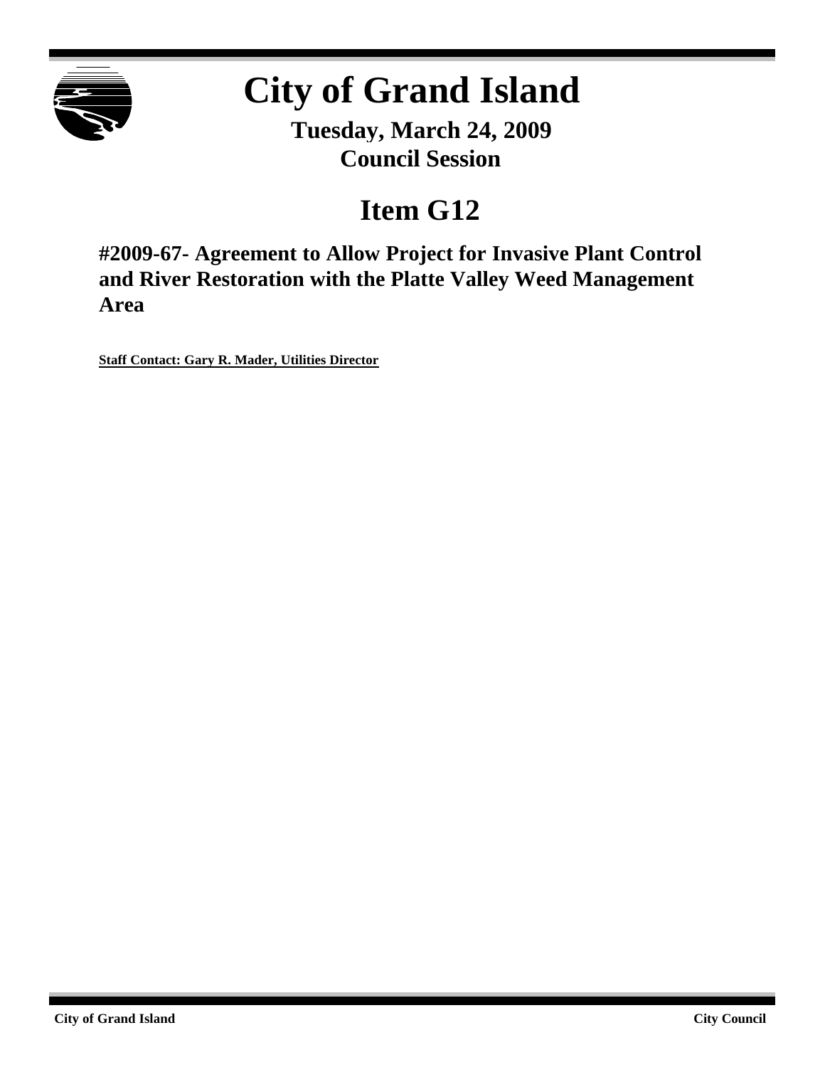# City of Grand Island

**Tuesday, March 24, 2009**
**Council Session**

## Item G12

### #2009-67- Agreement to Allow Project for Invasive Plant Control and River Restoration with the Platte Valley Weed Management Area

**Staff Contact: Gary R. Mader, Utilities Director**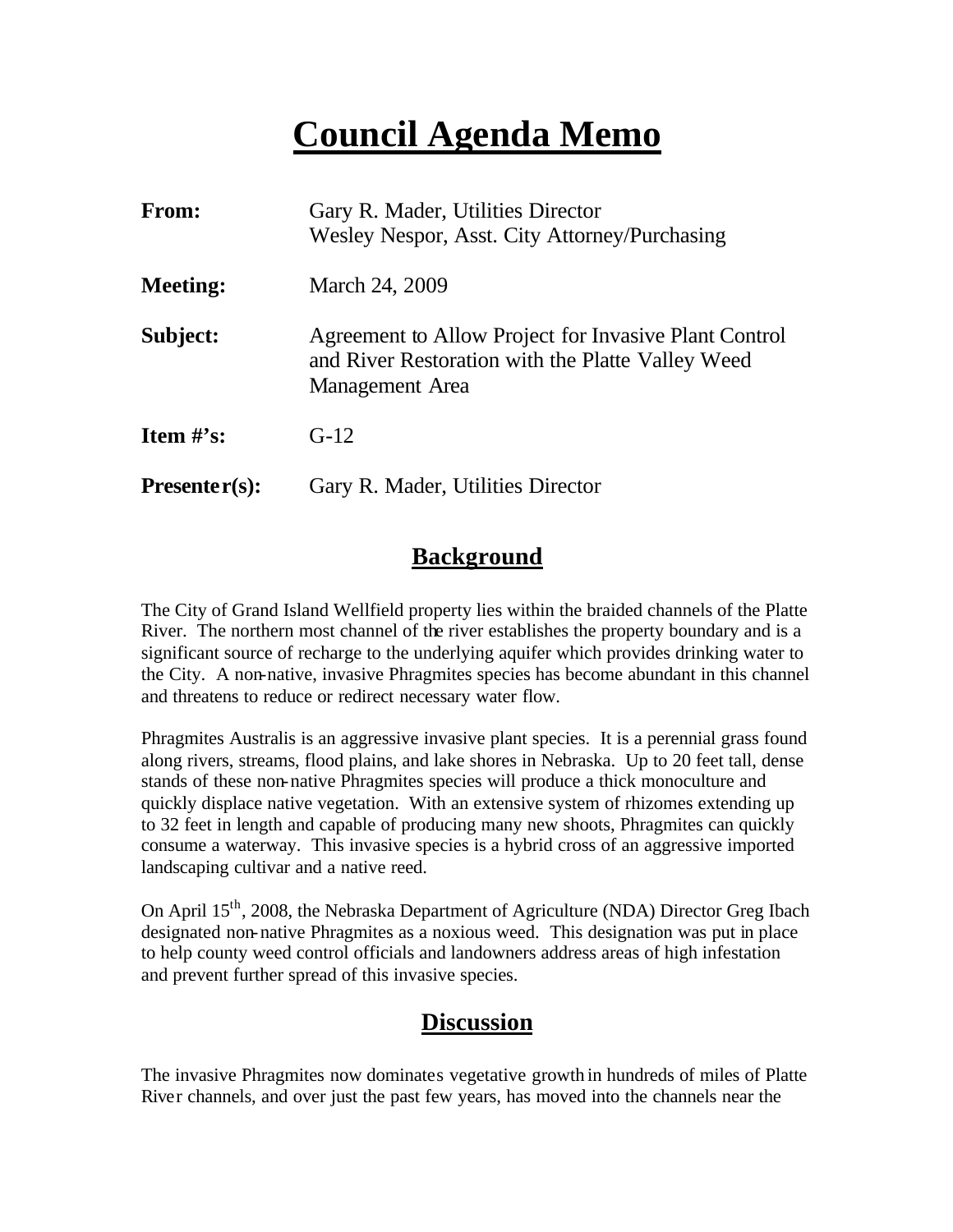# Council Agenda Memo

| | |
|---|---|
| **From:** | Gary R. Mader, Utilities Director<br>Wesley Nespor, Asst. City Attorney/Purchasing |
| **Meeting:** | March 24, 2009 |
| **Subject:** | Agreement to Allow Project for Invasive Plant Control and River Restoration with the Platte Valley Weed Management Area |
| **Item #'s:** | G-12 |
| **Presenter(s):** | Gary R. Mader, Utilities Director |

## Background

The City of Grand Island Wellfield property lies within the braided channels of the Platte River. The northern most channel of the river establishes the property boundary and is a significant source of recharge to the underlying aquifer which provides drinking water to the City. A non-native, invasive Phragmites species has become abundant in this channel and threatens to reduce or redirect necessary water flow.

Phragmites Australis is an aggressive invasive plant species. It is a perennial grass found along rivers, streams, flood plains, and lake shores in Nebraska. Up to 20 feet tall, dense stands of these non-native Phragmites species will produce a thick monoculture and quickly displace native vegetation. With an extensive system of rhizomes extending up to 32 feet in length and capable of producing many new shoots, Phragmites can quickly consume a waterway. This invasive species is a hybrid cross of an aggressive imported landscaping cultivar and a native reed.

On April 15th, 2008, the Nebraska Department of Agriculture (NDA) Director Greg Ibach designated non-native Phragmites as a noxious weed. This designation was put in place to help county weed control officials and landowners address areas of high infestation and prevent further spread of this invasive species.

## Discussion

The invasive Phragmites now dominates vegetative growth in hundreds of miles of Platte River channels, and over just the past few years, has moved into the channels near the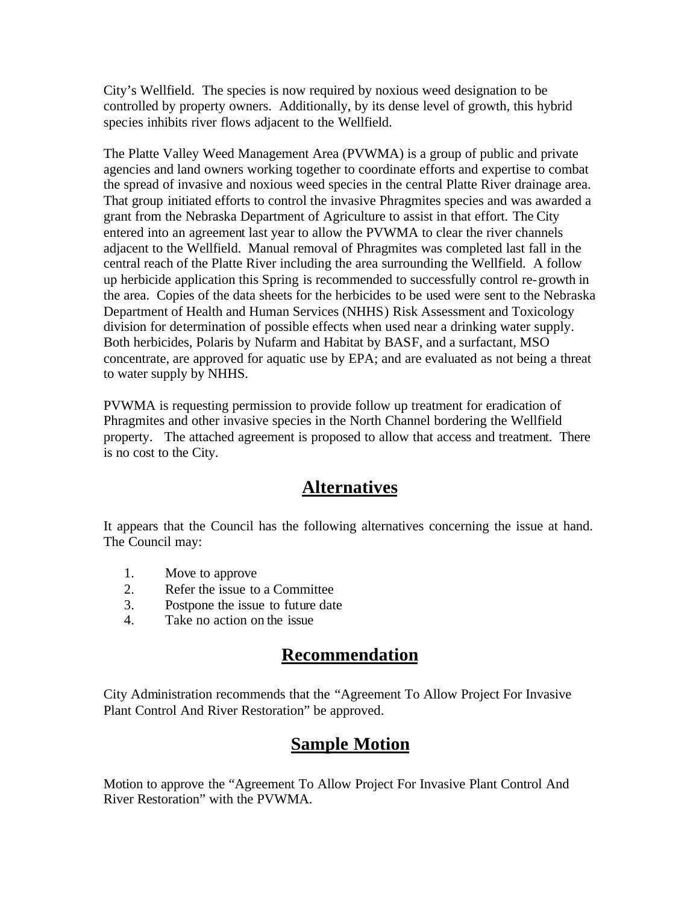City's Wellfield. The species is now required by noxious weed designation to be controlled by property owners. Additionally, by its dense level of growth, this hybrid species inhibits river flows adjacent to the Wellfield.

The Platte Valley Weed Management Area (PVWMA) is a group of public and private agencies and land owners working together to coordinate efforts and expertise to combat the spread of invasive and noxious weed species in the central Platte River drainage area. That group initiated efforts to control the invasive Phragmites species and was awarded a grant from the Nebraska Department of Agriculture to assist in that effort. The City entered into an agreement last year to allow the PVWMA to clear the river channels adjacent to the Wellfield. Manual removal of Phragmites was completed last fall in the central reach of the Platte River including the area surrounding the Wellfield. A follow up herbicide application this Spring is recommended to successfully control re-growth in the area. Copies of the data sheets for the herbicides to be used were sent to the Nebraska Department of Health and Human Services (NHHS) Risk Assessment and Toxicology division for determination of possible effects when used near a drinking water supply. Both herbicides, Polaris by Nufarm and Habitat by BASF, and a surfactant, MSO concentrate, are approved for aquatic use by EPA; and are evaluated as not being a threat to water supply by NHHS.

PVWMA is requesting permission to provide follow up treatment for eradication of Phragmites and other invasive species in the North Channel bordering the Wellfield property. The attached agreement is proposed to allow that access and treatment. There is no cost to the City.

## Alternatives

It appears that the Council has the following alternatives concerning the issue at hand. The Council may:

1. Move to approve
2. Refer the issue to a Committee
3. Postpone the issue to future date
4. Take no action on the issue

## Recommendation

City Administration recommends that the "Agreement To Allow Project For Invasive Plant Control And River Restoration" be approved.

## Sample Motion

Motion to approve the "Agreement To Allow Project For Invasive Plant Control And River Restoration" with the PVWMA.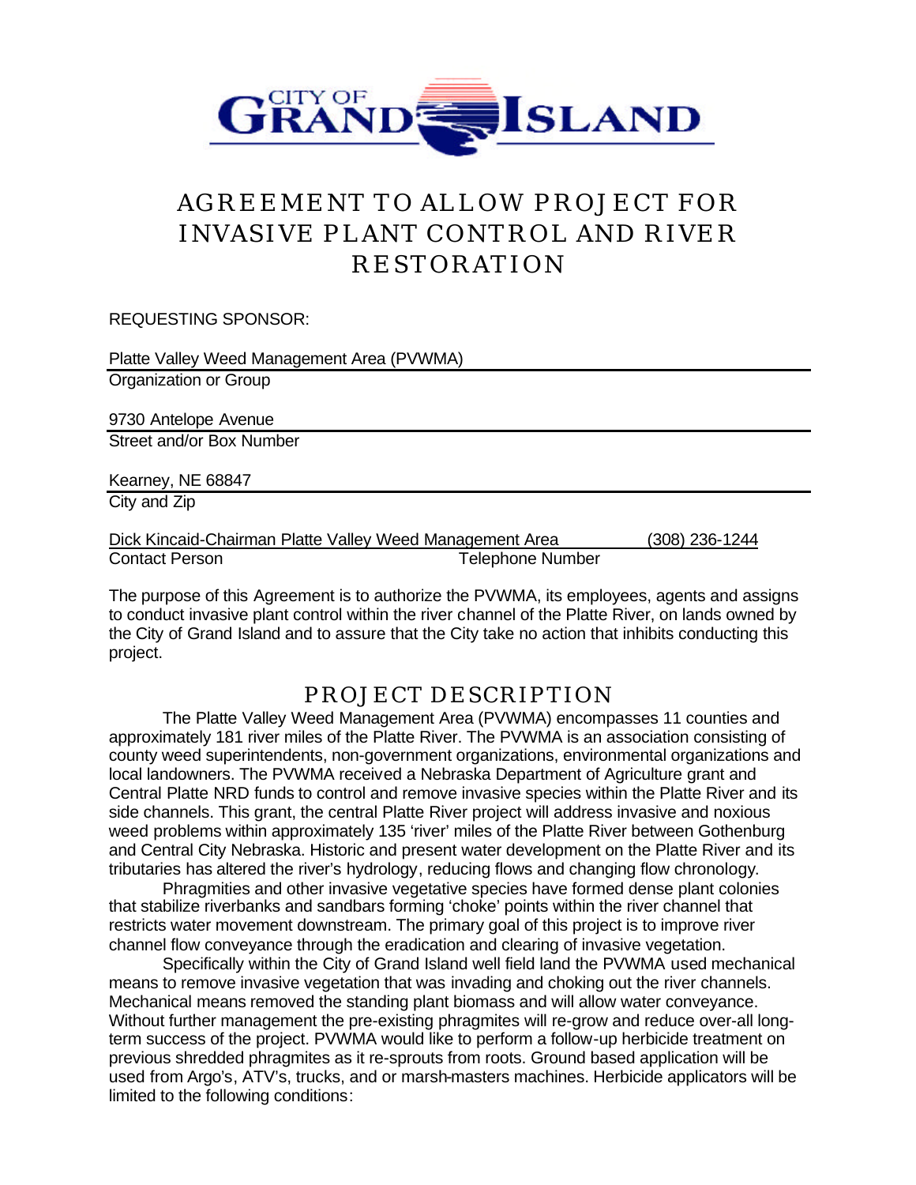# AGREEMENT TO ALLOW PROJECT FOR INVASIVE PLANT CONTROL AND RIVER RESTORATION

REQUESTING SPONSOR:

Platte Valley Weed Management Area (PVWMA)
Organization or Group

9730 Antelope Avenue
Street and/or Box Number

Kearney, NE 68847
City and Zip

Dick Kincaid-Chairman Platte Valley Weed Management Area (308) 236-1244
Contact Person Telephone Number

The purpose of this Agreement is to authorize the PVWMA, its employees, agents and assigns to conduct invasive plant control within the river channel of the Platte River, on lands owned by the City of Grand Island and to assure that the City take no action that inhibits conducting this project.

## PROJECT DESCRIPTION

The Platte Valley Weed Management Area (PVWMA) encompasses 11 counties and approximately 181 river miles of the Platte River. The PVWMA is an association consisting of county weed superintendents, non-government organizations, environmental organizations and local landowners. The PVWMA received a Nebraska Department of Agriculture grant and Central Platte NRD funds to control and remove invasive species within the Platte River and its side channels. This grant, the central Platte River project will address invasive and noxious weed problems within approximately 135 'river' miles of the Platte River between Gothenburg and Central City Nebraska. Historic and present water development on the Platte River and its tributaries has altered the river's hydrology, reducing flows and changing flow chronology.

Phragmities and other invasive vegetative species have formed dense plant colonies that stabilize riverbanks and sandbars forming 'choke' points within the river channel that restricts water movement downstream. The primary goal of this project is to improve river channel flow conveyance through the eradication and clearing of invasive vegetation.

Specifically within the City of Grand Island well field land the PVWMA used mechanical means to remove invasive vegetation that was invading and choking out the river channels. Mechanical means removed the standing plant biomass and will allow water conveyance. Without further management the pre-existing phragmites will re-grow and reduce over-all long-term success of the project. PVWMA would like to perform a follow-up herbicide treatment on previous shredded phragmites as it re-sprouts from roots. Ground based application will be used from Argo's, ATV's, trucks, and or marsh-masters machines. Herbicide applicators will be limited to the following conditions: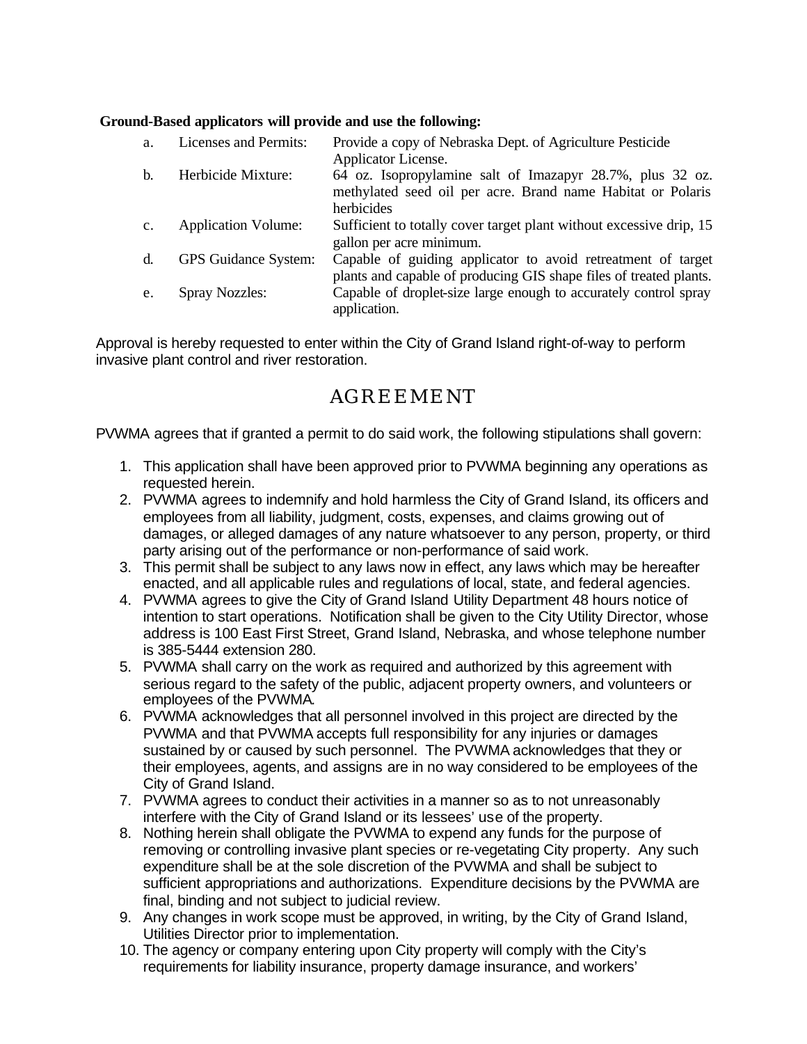**Ground-Based applicators will provide and use the following:**

| | | |
|---|---|---|
| a. | Licenses and Permits: | Provide a copy of Nebraska Dept. of Agriculture Pesticide Applicator License. |
| b. | Herbicide Mixture: | 64 oz. Isopropylamine salt of Imazapyr 28.7%, plus 32 oz. methylated seed oil per acre. Brand name Habitat or Polaris herbicides |
| c. | Application Volume: | Sufficient to totally cover target plant without excessive drip, 15 gallon per acre minimum. |
| d. | GPS Guidance System: | Capable of guiding applicator to avoid retreatment of target plants and capable of producing GIS shape files of treated plants. |
| e. | Spray Nozzles: | Capable of droplet-size large enough to accurately control spray application. |

Approval is hereby requested to enter within the City of Grand Island right-of-way to perform invasive plant control and river restoration.

## AGREEMENT

PVWMA agrees that if granted a permit to do said work, the following stipulations shall govern:

1. This application shall have been approved prior to PVWMA beginning any operations as requested herein.
2. PVWMA agrees to indemnify and hold harmless the City of Grand Island, its officers and employees from all liability, judgment, costs, expenses, and claims growing out of damages, or alleged damages of any nature whatsoever to any person, property, or third party arising out of the performance or non-performance of said work.
3. This permit shall be subject to any laws now in effect, any laws which may be hereafter enacted, and all applicable rules and regulations of local, state, and federal agencies.
4. PVWMA agrees to give the City of Grand Island Utility Department 48 hours notice of intention to start operations. Notification shall be given to the City Utility Director, whose address is 100 East First Street, Grand Island, Nebraska, and whose telephone number is 385-5444 extension 280.
5. PVWMA shall carry on the work as required and authorized by this agreement with serious regard to the safety of the public, adjacent property owners, and volunteers or employees of the PVWMA.
6. PVWMA acknowledges that all personnel involved in this project are directed by the PVWMA and that PVWMA accepts full responsibility for any injuries or damages sustained by or caused by such personnel. The PVWMA acknowledges that they or their employees, agents, and assigns are in no way considered to be employees of the City of Grand Island.
7. PVWMA agrees to conduct their activities in a manner so as to not unreasonably interfere with the City of Grand Island or its lessees' use of the property.
8. Nothing herein shall obligate the PVWMA to expend any funds for the purpose of removing or controlling invasive plant species or re-vegetating City property. Any such expenditure shall be at the sole discretion of the PVWMA and shall be subject to sufficient appropriations and authorizations. Expenditure decisions by the PVWMA are final, binding and not subject to judicial review.
9. Any changes in work scope must be approved, in writing, by the City of Grand Island, Utilities Director prior to implementation.
10. The agency or company entering upon City property will comply with the City's requirements for liability insurance, property damage insurance, and workers'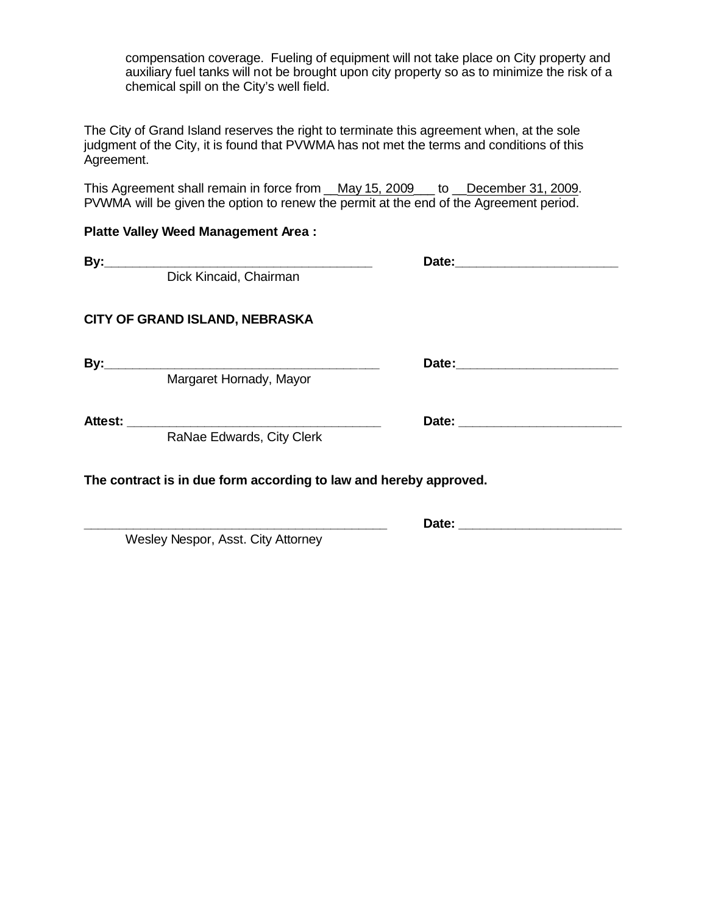compensation coverage. Fueling of equipment will not take place on City property and auxiliary fuel tanks will not be brought upon city property so as to minimize the risk of a chemical spill on the City's well field.

The City of Grand Island reserves the right to terminate this agreement when, at the sole judgment of the City, it is found that PVWMA has not met the terms and conditions of this Agreement.

This Agreement shall remain in force from __May 15, 2009___ to __December 31, 2009. PVWMA will be given the option to renew the permit at the end of the Agreement period.

**Platte Valley Weed Management Area :**

**By:**_______________________________________ **Date:**______________________
Dick Kincaid, Chairman

**CITY OF GRAND ISLAND, NEBRASKA**

**By:**_______________________________________ **Date:**______________________
Margaret Hornady, Mayor

**Attest:** ____________________________________ **Date:** ______________________
RaNae Edwards, City Clerk

**The contract is in due form according to law and hereby approved.**

____________________________________________ **Date:** ______________________
Wesley Nespor, Asst. City Attorney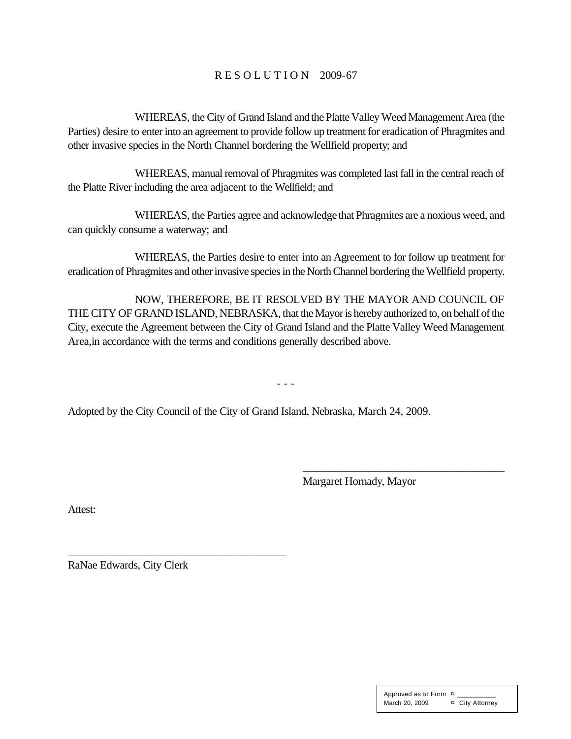# R E S O L U T I O N 2009-67

WHEREAS, the City of Grand Island and the Platte Valley Weed Management Area (the Parties) desire to enter into an agreement to provide follow up treatment for eradication of Phragmites and other invasive species in the North Channel bordering the Wellfield property; and

WHEREAS, manual removal of Phragmites was completed last fall in the central reach of the Platte River including the area adjacent to the Wellfield; and

WHEREAS, the Parties agree and acknowledge that Phragmites are a noxious weed, and can quickly consume a waterway; and

WHEREAS, the Parties desire to enter into an Agreement to for follow up treatment for eradication of Phragmites and other invasive species in the North Channel bordering the Wellfield property.

NOW, THEREFORE, BE IT RESOLVED BY THE MAYOR AND COUNCIL OF THE CITY OF GRAND ISLAND, NEBRASKA, that the Mayor is hereby authorized to, on behalf of the City, execute the Agreement between the City of Grand Island and the Platte Valley Weed Management Area,in accordance with the terms and conditions generally described above.

- - -

Adopted by the City Council of the City of Grand Island, Nebraska, March 24, 2009.

_____________________________________
Margaret Hornady, Mayor

Attest:

_______________________________________
RaNae Edwards, City Clerk

Approved as to Form ¤ __________
March 20, 2009 ¤ City Attorney